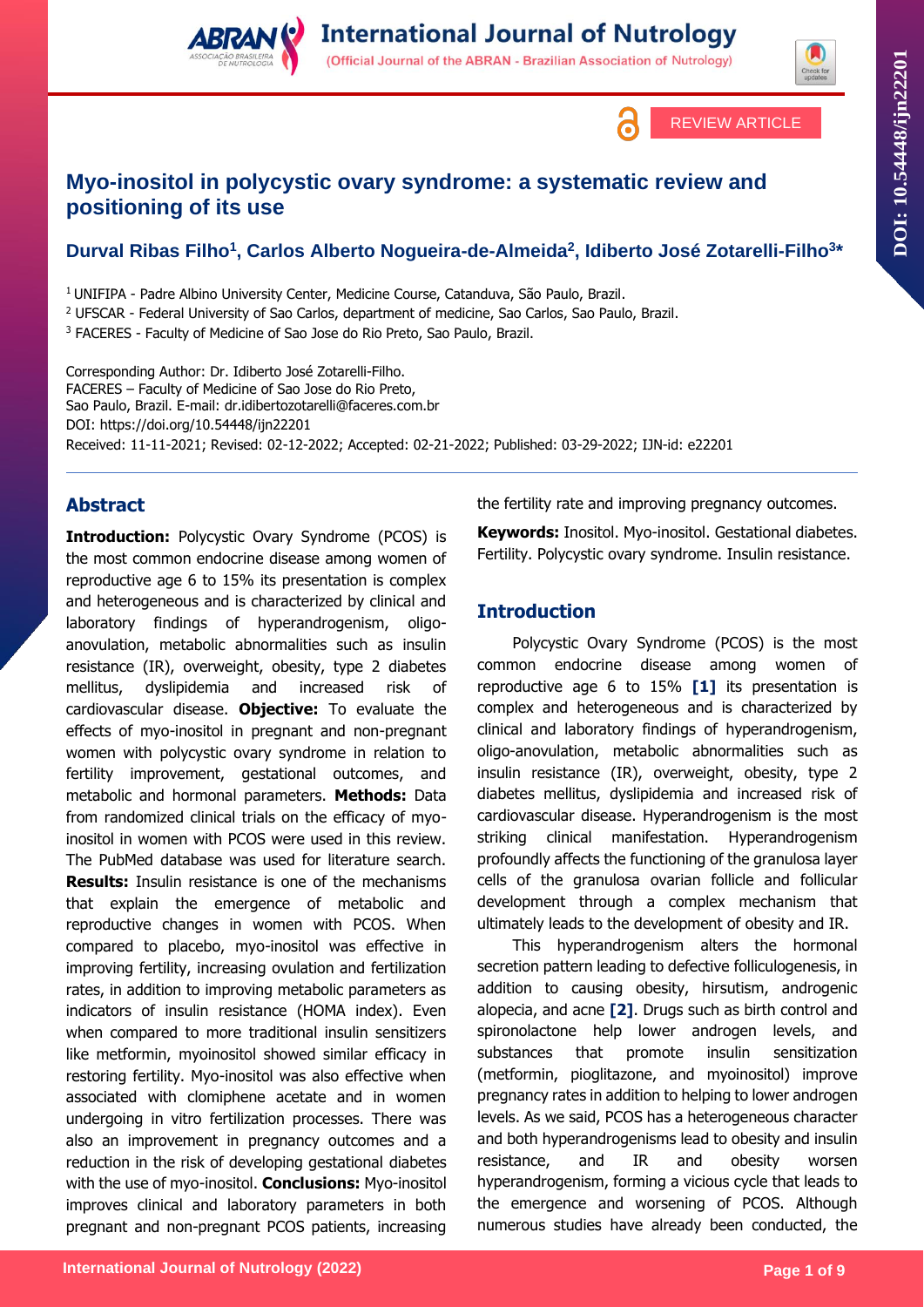REVIEW ARTICLE

# Myo-inositol in polycystic ovary syndrome: a systematic review and positioning of its use

**Durval Ribas Filho[1], Carlos Alberto Nogueira-de-Almeida[2], Idiberto José Zotarelli-Filho[3]***

[1] UNIFIPA - Padre Albino University Center, Medicine Course, Catanduva, São Paulo, Brazil.
[2] UFSCAR - Federal University of Sao Carlos, department of medicine, Sao Carlos, Sao Paulo, Brazil.
[3] FACERES - Faculty of Medicine of Sao Jose do Rio Preto, Sao Paulo, Brazil.

Corresponding Author: Dr. Idiberto José Zotarelli-Filho.
FACERES – Faculty of Medicine of Sao Jose do Rio Preto,
Sao Paulo, Brazil. E-mail: dr.idibertozotarelli@faceres.com.br
DOI: https://doi.org/10.54448/ijn22201
Received: 11-11-2021; Revised: 02-12-2022; Accepted: 02-21-2022; Published: 03-29-2022; IJN-id: e22201

## Abstract

**Introduction:** Polycystic Ovary Syndrome (PCOS) is the most common endocrine disease among women of reproductive age 6 to 15% its presentation is complex and heterogeneous and is characterized by clinical and laboratory findings of hyperandrogenism, oligo-anovulation, metabolic abnormalities such as insulin resistance (IR), overweight, obesity, type 2 diabetes mellitus, dyslipidemia and increased risk of cardiovascular disease. **Objective:** To evaluate the effects of myo-inositol in pregnant and non-pregnant women with polycystic ovary syndrome in relation to fertility improvement, gestational outcomes, and metabolic and hormonal parameters. **Methods:** Data from randomized clinical trials on the efficacy of myo-inositol in women with PCOS were used in this review. The PubMed database was used for literature search. **Results:** Insulin resistance is one of the mechanisms that explain the emergence of metabolic and reproductive changes in women with PCOS. When compared to placebo, myo-inositol was effective in improving fertility, increasing ovulation and fertilization rates, in addition to improving metabolic parameters as indicators of insulin resistance (HOMA index). Even when compared to more traditional insulin sensitizers like metformin, myoinositol showed similar efficacy in restoring fertility. Myo-inositol was also effective when associated with clomiphene acetate and in women undergoing in vitro fertilization processes. There was also an improvement in pregnancy outcomes and a reduction in the risk of developing gestational diabetes with the use of myo-inositol. **Conclusions:** Myo-inositol improves clinical and laboratory parameters in both pregnant and non-pregnant PCOS patients, increasing the fertility rate and improving pregnancy outcomes.

**Keywords:** Inositol. Myo-inositol. Gestational diabetes. Fertility. Polycystic ovary syndrome. Insulin resistance.

## Introduction

Polycystic Ovary Syndrome (PCOS) is the most common endocrine disease among women of reproductive age 6 to 15% **[1]** its presentation is complex and heterogeneous and is characterized by clinical and laboratory findings of hyperandrogenism, oligo-anovulation, metabolic abnormalities such as insulin resistance (IR), overweight, obesity, type 2 diabetes mellitus, dyslipidemia and increased risk of cardiovascular disease. Hyperandrogenism is the most striking clinical manifestation. Hyperandrogenism profoundly affects the functioning of the granulosa layer cells of the granulosa ovarian follicle and follicular development through a complex mechanism that ultimately leads to the development of obesity and IR.

This hyperandrogenism alters the hormonal secretion pattern leading to defective folliculogenesis, in addition to causing obesity, hirsutism, androgenic alopecia, and acne **[2]**. Drugs such as birth control and spironolactone help lower androgen levels, and substances that promote insulin sensitization (metformin, pioglitazone, and myoinositol) improve pregnancy rates in addition to helping to lower androgen levels. As we said, PCOS has a heterogeneous character and both hyperandrogenisms lead to obesity and insulin resistance, and IR and obesity worsen hyperandrogenism, forming a vicious cycle that leads to the emergence and worsening of PCOS. Although numerous studies have already been conducted, the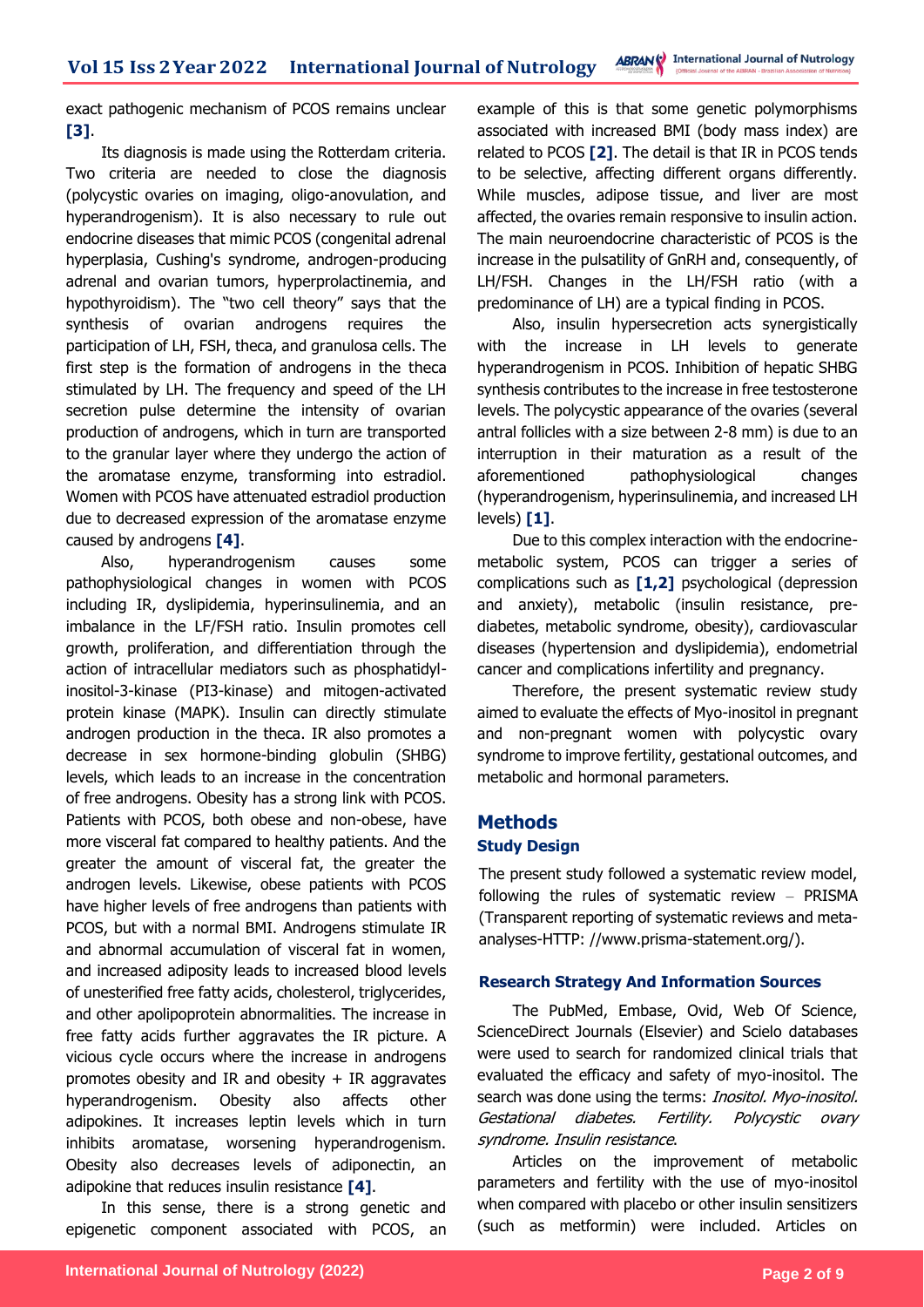exact pathogenic mechanism of PCOS remains unclear **[3]**.

Its diagnosis is made using the Rotterdam criteria. Two criteria are needed to close the diagnosis (polycystic ovaries on imaging, oligo-anovulation, and hyperandrogenism). It is also necessary to rule out endocrine diseases that mimic PCOS (congenital adrenal hyperplasia, Cushing's syndrome, androgen-producing adrenal and ovarian tumors, hyperprolactinemia, and hypothyroidism). The "two cell theory" says that the synthesis of ovarian androgens requires the participation of LH, FSH, theca, and granulosa cells. The first step is the formation of androgens in the theca stimulated by LH. The frequency and speed of the LH secretion pulse determine the intensity of ovarian production of androgens, which in turn are transported to the granular layer where they undergo the action of the aromatase enzyme, transforming into estradiol. Women with PCOS have attenuated estradiol production due to decreased expression of the aromatase enzyme caused by androgens **[4]**.

Also, hyperandrogenism causes some pathophysiological changes in women with PCOS including IR, dyslipidemia, hyperinsulinemia, and an imbalance in the LF/FSH ratio. Insulin promotes cell growth, proliferation, and differentiation through the action of intracellular mediators such as phosphatidyl-inositol-3-kinase (PI3-kinase) and mitogen-activated protein kinase (MAPK). Insulin can directly stimulate androgen production in the theca. IR also promotes a decrease in sex hormone-binding globulin (SHBG) levels, which leads to an increase in the concentration of free androgens. Obesity has a strong link with PCOS. Patients with PCOS, both obese and non-obese, have more visceral fat compared to healthy patients. And the greater the amount of visceral fat, the greater the androgen levels. Likewise, obese patients with PCOS have higher levels of free androgens than patients with PCOS, but with a normal BMI. Androgens stimulate IR and abnormal accumulation of visceral fat in women, and increased adiposity leads to increased blood levels of unesterified free fatty acids, cholesterol, triglycerides, and other apolipoprotein abnormalities. The increase in free fatty acids further aggravates the IR picture. A vicious cycle occurs where the increase in androgens promotes obesity and IR and obesity + IR aggravates hyperandrogenism. Obesity also affects other adipokines. It increases leptin levels which in turn inhibits aromatase, worsening hyperandrogenism. Obesity also decreases levels of adiponectin, an adipokine that reduces insulin resistance **[4]**.

In this sense, there is a strong genetic and epigenetic component associated with PCOS, an example of this is that some genetic polymorphisms associated with increased BMI (body mass index) are related to PCOS **[2]**. The detail is that IR in PCOS tends to be selective, affecting different organs differently. While muscles, adipose tissue, and liver are most affected, the ovaries remain responsive to insulin action. The main neuroendocrine characteristic of PCOS is the increase in the pulsatility of GnRH and, consequently, of LH/FSH. Changes in the LH/FSH ratio (with a predominance of LH) are a typical finding in PCOS.

Also, insulin hypersecretion acts synergistically with the increase in LH levels to generate hyperandrogenism in PCOS. Inhibition of hepatic SHBG synthesis contributes to the increase in free testosterone levels. The polycystic appearance of the ovaries (several antral follicles with a size between 2-8 mm) is due to an interruption in their maturation as a result of the aforementioned pathophysiological changes (hyperandrogenism, hyperinsulinemia, and increased LH levels) **[1]**.

Due to this complex interaction with the endocrine-metabolic system, PCOS can trigger a series of complications such as **[1,2]** psychological (depression and anxiety), metabolic (insulin resistance, pre-diabetes, metabolic syndrome, obesity), cardiovascular diseases (hypertension and dyslipidemia), endometrial cancer and complications infertility and pregnancy.

Therefore, the present systematic review study aimed to evaluate the effects of Myo-inositol in pregnant and non-pregnant women with polycystic ovary syndrome to improve fertility, gestational outcomes, and metabolic and hormonal parameters.

## Methods

### Study Design

The present study followed a systematic review model, following the rules of systematic review – PRISMA (Transparent reporting of systematic reviews and meta-analyses-HTTP: //www.prisma-statement.org/).

### Research Strategy And Information Sources

The PubMed, Embase, Ovid, Web Of Science, ScienceDirect Journals (Elsevier) and Scielo databases were used to search for randomized clinical trials that evaluated the efficacy and safety of myo-inositol. The search was done using the terms: *Inositol. Myo-inositol. Gestational diabetes. Fertility. Polycystic ovary syndrome. Insulin resistance*.

Articles on the improvement of metabolic parameters and fertility with the use of myo-inositol when compared with placebo or other insulin sensitizers (such as metformin) were included. Articles on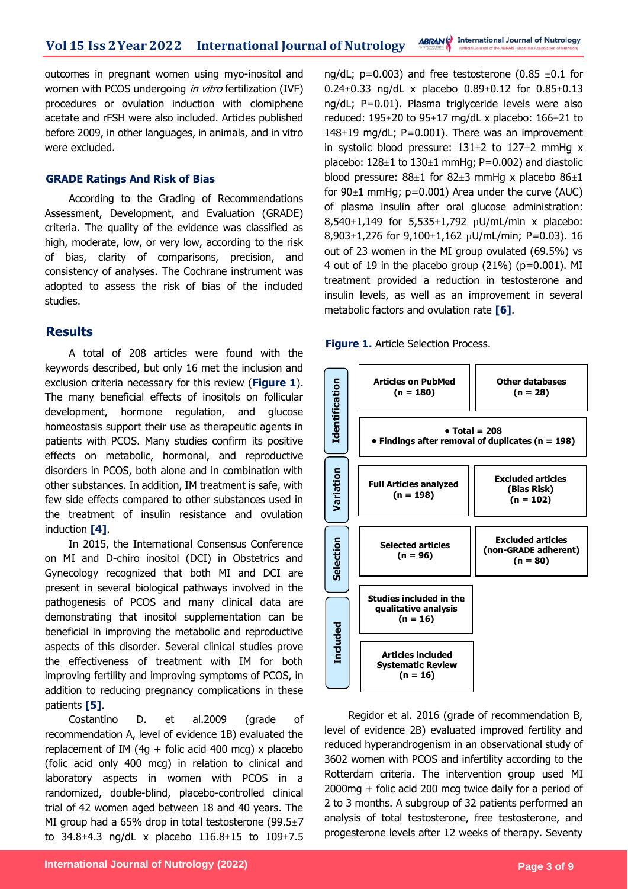outcomes in pregnant women using myo-inositol and women with PCOS undergoing *in vitro* fertilization (IVF) procedures or ovulation induction with clomiphene acetate and rFSH were also included. Articles published before 2009, in other languages, in animals, and in vitro were excluded.

### GRADE Ratings And Risk of Bias

According to the Grading of Recommendations Assessment, Development, and Evaluation (GRADE) criteria. The quality of the evidence was classified as high, moderate, low, or very low, according to the risk of bias, clarity of comparisons, precision, and consistency of analyses. The Cochrane instrument was adopted to assess the risk of bias of the included studies.

## Results

A total of 208 articles were found with the keywords described, but only 16 met the inclusion and exclusion criteria necessary for this review (**Figure 1**). The many beneficial effects of inositols on follicular development, hormone regulation, and glucose homeostasis support their use as therapeutic agents in patients with PCOS. Many studies confirm its positive effects on metabolic, hormonal, and reproductive disorders in PCOS, both alone and in combination with other substances. In addition, IM treatment is safe, with few side effects compared to other substances used in the treatment of insulin resistance and ovulation induction **[4]**.

In 2015, the International Consensus Conference on MI and D-chiro inositol (DCI) in Obstetrics and Gynecology recognized that both MI and DCI are present in several biological pathways involved in the pathogenesis of PCOS and many clinical data are demonstrating that inositol supplementation can be beneficial in improving the metabolic and reproductive aspects of this disorder. Several clinical studies prove the effectiveness of treatment with IM for both improving fertility and improving symptoms of PCOS, in addition to reducing pregnancy complications in these patients **[5]**.

Costantino D. et al.2009 (grade of recommendation A, level of evidence 1B) evaluated the replacement of IM (4g + folic acid 400 mcg) x placebo (folic acid only 400 mcg) in relation to clinical and laboratory aspects in women with PCOS in a randomized, double-blind, placebo-controlled clinical trial of 42 women aged between 18 and 40 years. The MI group had a 65% drop in total testosterone (99.5±7 to 34.8±4.3 ng/dL x placebo 116.8±15 to 109±7.5 ng/dL; p=0.003) and free testosterone (0.85 ±0.1 for 0.24±0.33 ng/dL x placebo 0.89±0.12 for 0.85±0.13 ng/dL; P=0.01). Plasma triglyceride levels were also reduced: 195±20 to 95±17 mg/dL x placebo: 166±21 to 148±19 mg/dL; P=0.001). There was an improvement in systolic blood pressure: 131±2 to 127±2 mmHg x placebo: 128±1 to 130±1 mmHg; P=0.002) and diastolic blood pressure: 88±1 for 82±3 mmHg x placebo 86±1 for 90±1 mmHg; p=0.001) Area under the curve (AUC) of plasma insulin after oral glucose administration: 8,540±1,149 for 5,535±1,792 μU/mL/min x placebo: 8,903±1,276 for 9,100±1,162 μU/mL/min; P=0.03). 16 out of 23 women in the MI group ovulated (69.5%) vs 4 out of 19 in the placebo group (21%) (p=0.001). MI treatment provided a reduction in testosterone and insulin levels, as well as an improvement in several metabolic factors and ovulation rate **[6]**.

**Figure 1.** Article Selection Process.

| | | |
|---|---|---|
| Identification | Articles on PubMed (n = 180) | Other databases (n = 28) |
| | • Total = 208 • Findings after removal of duplicates (n = 198) | |
| Variation | Full Articles analyzed (n = 198) | Excluded articles (Bias Risk) (n = 102) |
| Selection | Selected articles (n = 96) | Excluded articles (non-GRADE adherent) (n = 80) |
| Included | Studies included in the qualitative analysis (n = 16) | |
| | Articles included Systematic Review (n = 16) | |

Regidor et al. 2016 (grade of recommendation B, level of evidence 2B) evaluated improved fertility and reduced hyperandrogenism in an observational study of 3602 women with PCOS and infertility according to the Rotterdam criteria. The intervention group used MI 2000mg + folic acid 200 mcg twice daily for a period of 2 to 3 months. A subgroup of 32 patients performed an analysis of total testosterone, free testosterone, and progesterone levels after 12 weeks of therapy. Seventy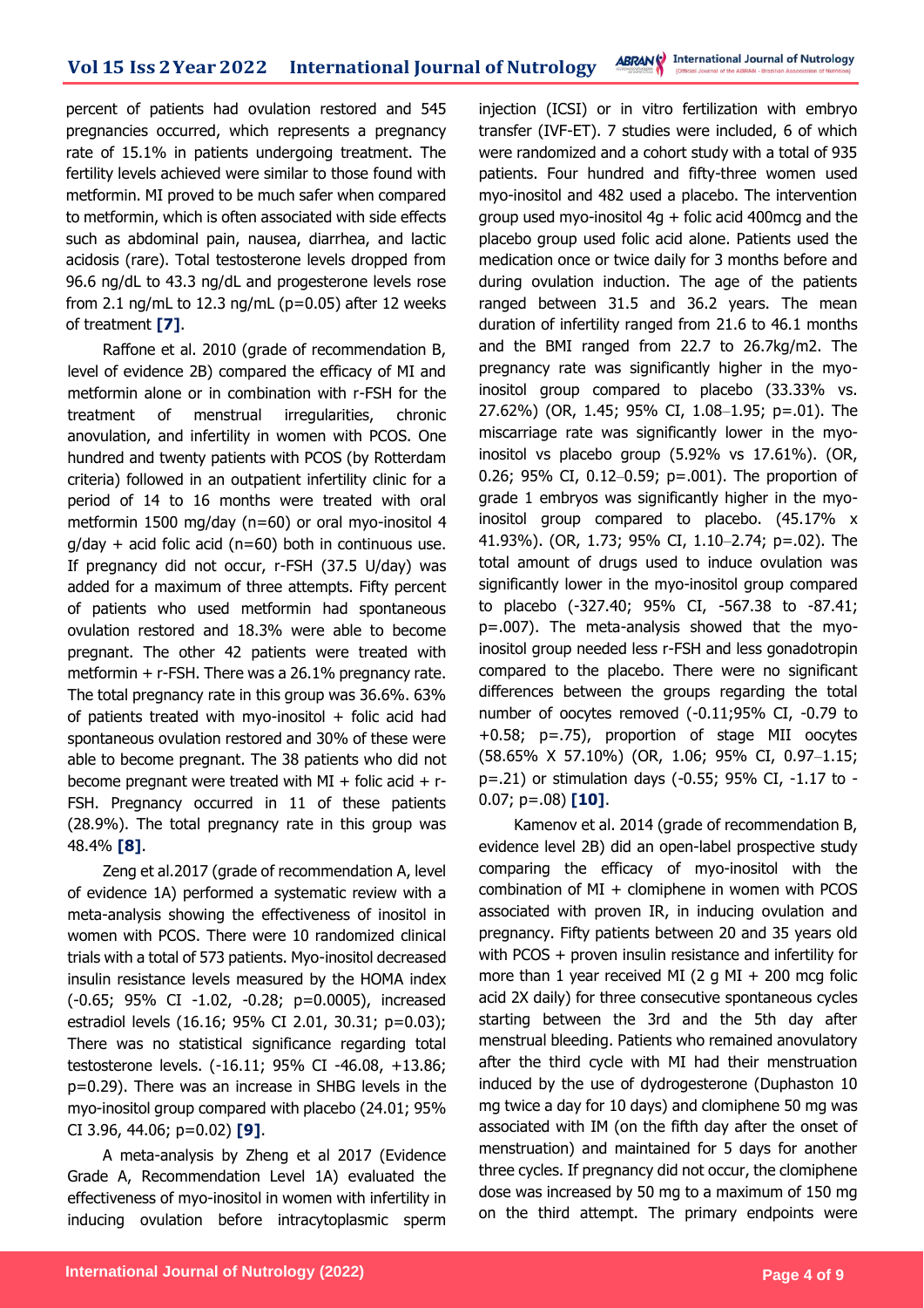percent of patients had ovulation restored and 545 pregnancies occurred, which represents a pregnancy rate of 15.1% in patients undergoing treatment. The fertility levels achieved were similar to those found with metformin. MI proved to be much safer when compared to metformin, which is often associated with side effects such as abdominal pain, nausea, diarrhea, and lactic acidosis (rare). Total testosterone levels dropped from 96.6 ng/dL to 43.3 ng/dL and progesterone levels rose from 2.1 ng/mL to 12.3 ng/mL (p=0.05) after 12 weeks of treatment **[7]**.

Raffone et al. 2010 (grade of recommendation B, level of evidence 2B) compared the efficacy of MI and metformin alone or in combination with r-FSH for the treatment of menstrual irregularities, chronic anovulation, and infertility in women with PCOS. One hundred and twenty patients with PCOS (by Rotterdam criteria) followed in an outpatient infertility clinic for a period of 14 to 16 months were treated with oral metformin 1500 mg/day (n=60) or oral myo-inositol 4 g/day + acid folic acid (n=60) both in continuous use. If pregnancy did not occur, r-FSH (37.5 U/day) was added for a maximum of three attempts. Fifty percent of patients who used metformin had spontaneous ovulation restored and 18.3% were able to become pregnant. The other 42 patients were treated with metformin + r-FSH. There was a 26.1% pregnancy rate. The total pregnancy rate in this group was 36.6%. 63% of patients treated with myo-inositol + folic acid had spontaneous ovulation restored and 30% of these were able to become pregnant. The 38 patients who did not become pregnant were treated with MI + folic acid + r-FSH. Pregnancy occurred in 11 of these patients (28.9%). The total pregnancy rate in this group was 48.4% **[8]**.

Zeng et al.2017 (grade of recommendation A, level of evidence 1A) performed a systematic review with a meta-analysis showing the effectiveness of inositol in women with PCOS. There were 10 randomized clinical trials with a total of 573 patients. Myo-inositol decreased insulin resistance levels measured by the HOMA index (-0.65; 95% CI -1.02, -0.28; p=0.0005), increased estradiol levels (16.16; 95% CI 2.01, 30.31; p=0.03); There was no statistical significance regarding total testosterone levels. (-16.11; 95% CI -46.08, +13.86; p=0.29). There was an increase in SHBG levels in the myo-inositol group compared with placebo (24.01; 95% CI 3.96, 44.06; p=0.02) **[9]**.

A meta-analysis by Zheng et al 2017 (Evidence Grade A, Recommendation Level 1A) evaluated the effectiveness of myo-inositol in women with infertility in inducing ovulation before intracytoplasmic sperm injection (ICSI) or in vitro fertilization with embryo transfer (IVF-ET). 7 studies were included, 6 of which were randomized and a cohort study with a total of 935 patients. Four hundred and fifty-three women used myo-inositol and 482 used a placebo. The intervention group used myo-inositol 4g + folic acid 400mcg and the placebo group used folic acid alone. Patients used the medication once or twice daily for 3 months before and during ovulation induction. The age of the patients ranged between 31.5 and 36.2 years. The mean duration of infertility ranged from 21.6 to 46.1 months and the BMI ranged from 22.7 to 26.7kg/m2. The pregnancy rate was significantly higher in the myo-inositol group compared to placebo (33.33% vs. 27.62%) (OR, 1.45; 95% CI, 1.08–1.95; p=.01). The miscarriage rate was significantly lower in the myo-inositol vs placebo group (5.92% vs 17.61%). (OR, 0.26; 95% CI, 0.12–0.59; p=.001). The proportion of grade 1 embryos was significantly higher in the myo-inositol group compared to placebo. (45.17% x 41.93%). (OR, 1.73; 95% CI, 1.10–2.74; p=.02). The total amount of drugs used to induce ovulation was significantly lower in the myo-inositol group compared to placebo (-327.40; 95% CI, -567.38 to -87.41; p=.007). The meta-analysis showed that the myo-inositol group needed less r-FSH and less gonadotropin compared to the placebo. There were no significant differences between the groups regarding the total number of oocytes removed (-0.11;95% CI, -0.79 to +0.58; p=.75), proportion of stage MII oocytes (58.65% X 57.10%) (OR, 1.06; 95% CI, 0.97–1.15; p=.21) or stimulation days (-0.55; 95% CI, -1.17 to -0.07; p=.08) **[10]**.

Kamenov et al. 2014 (grade of recommendation B, evidence level 2B) did an open-label prospective study comparing the efficacy of myo-inositol with the combination of MI + clomiphene in women with PCOS associated with proven IR, in inducing ovulation and pregnancy. Fifty patients between 20 and 35 years old with PCOS + proven insulin resistance and infertility for more than 1 year received MI (2 g MI + 200 mcg folic acid 2X daily) for three consecutive spontaneous cycles starting between the 3rd and the 5th day after menstrual bleeding. Patients who remained anovulatory after the third cycle with MI had their menstruation induced by the use of dydrogesterone (Duphaston 10 mg twice a day for 10 days) and clomiphene 50 mg was associated with IM (on the fifth day after the onset of menstruation) and maintained for 5 days for another three cycles. If pregnancy did not occur, the clomiphene dose was increased by 50 mg to a maximum of 150 mg on the third attempt. The primary endpoints were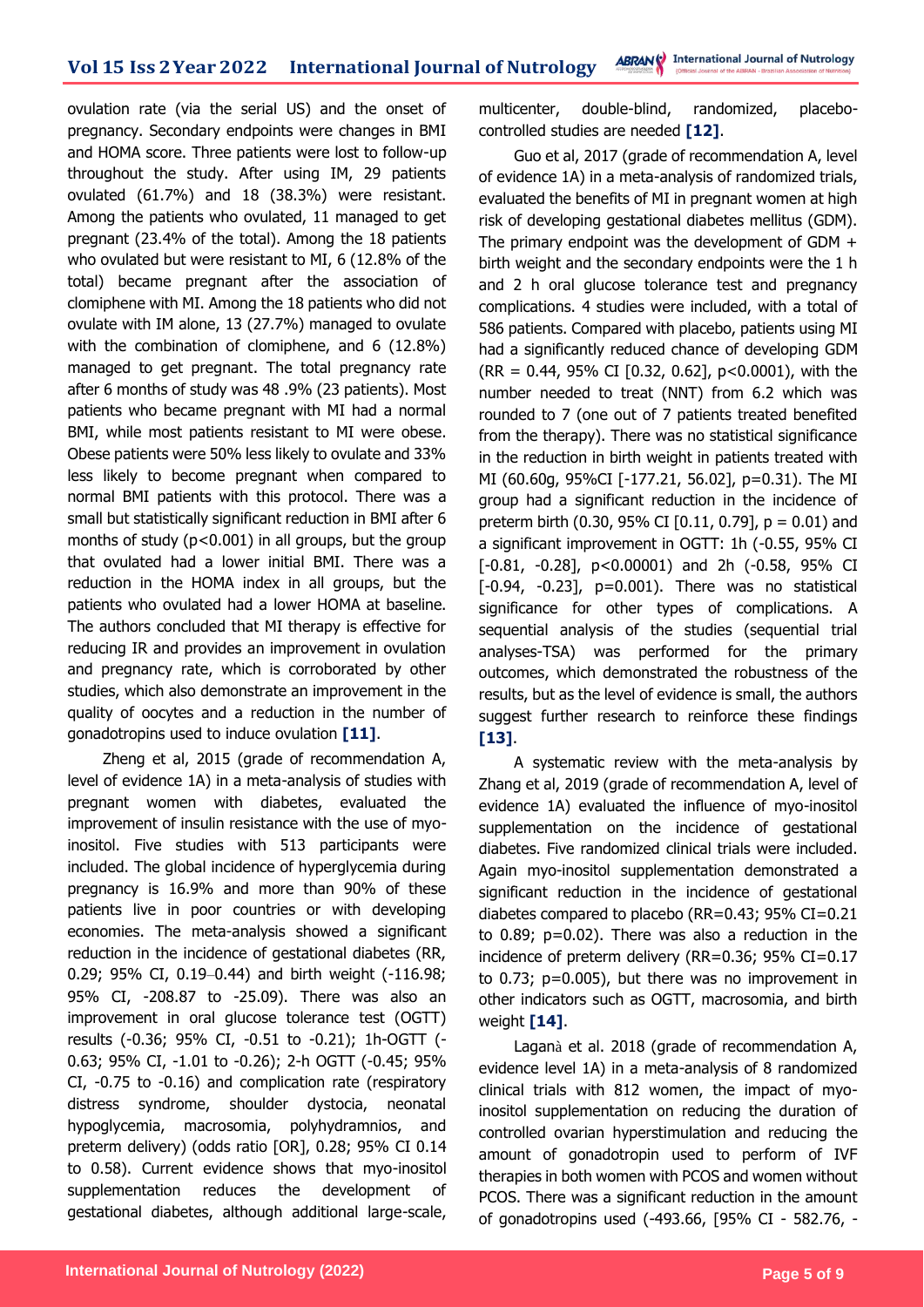ovulation rate (via the serial US) and the onset of pregnancy. Secondary endpoints were changes in BMI and HOMA score. Three patients were lost to follow-up throughout the study. After using IM, 29 patients ovulated (61.7%) and 18 (38.3%) were resistant. Among the patients who ovulated, 11 managed to get pregnant (23.4% of the total). Among the 18 patients who ovulated but were resistant to MI, 6 (12.8% of the total) became pregnant after the association of clomiphene with MI. Among the 18 patients who did not ovulate with IM alone, 13 (27.7%) managed to ovulate with the combination of clomiphene, and 6 (12.8%) managed to get pregnant. The total pregnancy rate after 6 months of study was 48 .9% (23 patients). Most patients who became pregnant with MI had a normal BMI, while most patients resistant to MI were obese. Obese patients were 50% less likely to ovulate and 33% less likely to become pregnant when compared to normal BMI patients with this protocol. There was a small but statistically significant reduction in BMI after 6 months of study ($p<0.001$) in all groups, but the group that ovulated had a lower initial BMI. There was a reduction in the HOMA index in all groups, but the patients who ovulated had a lower HOMA at baseline. The authors concluded that MI therapy is effective for reducing IR and provides an improvement in ovulation and pregnancy rate, which is corroborated by other studies, which also demonstrate an improvement in the quality of oocytes and a reduction in the number of gonadotropins used to induce ovulation **[11]**.

Zheng et al, 2015 (grade of recommendation A, level of evidence 1A) in a meta-analysis of studies with pregnant women with diabetes, evaluated the improvement of insulin resistance with the use of myo-inositol. Five studies with 513 participants were included. The global incidence of hyperglycemia during pregnancy is 16.9% and more than 90% of these patients live in poor countries or with developing economies. The meta-analysis showed a significant reduction in the incidence of gestational diabetes (RR, 0.29; 95% CI, 0.19–0.44) and birth weight (-116.98; 95% CI, -208.87 to -25.09). There was also an improvement in oral glucose tolerance test (OGTT) results (-0.36; 95% CI, -0.51 to -0.21); 1h-OGTT (-0.63; 95% CI, -1.01 to -0.26); 2-h OGTT (-0.45; 95% CI, -0.75 to -0.16) and complication rate (respiratory distress syndrome, shoulder dystocia, neonatal hypoglycemia, macrosomia, polyhydramnios, and preterm delivery) (odds ratio [OR], 0.28; 95% CI 0.14 to 0.58). Current evidence shows that myo-inositol supplementation reduces the development of gestational diabetes, although additional large-scale, multicenter, double-blind, randomized, placebo-controlled studies are needed **[12]**.

Guo et al, 2017 (grade of recommendation A, level of evidence 1A) in a meta-analysis of randomized trials, evaluated the benefits of MI in pregnant women at high risk of developing gestational diabetes mellitus (GDM). The primary endpoint was the development of GDM + birth weight and the secondary endpoints were the 1 h and 2 h oral glucose tolerance test and pregnancy complications. 4 studies were included, with a total of 586 patients. Compared with placebo, patients using MI had a significantly reduced chance of developing GDM (RR = 0.44, 95% CI [0.32, 0.62], $p<0.0001$), with the number needed to treat (NNT) from 6.2 which was rounded to 7 (one out of 7 patients treated benefited from the therapy). There was no statistical significance in the reduction in birth weight in patients treated with MI (60.60g, 95%CI [-177.21, 56.02], $p=0.31$). The MI group had a significant reduction in the incidence of preterm birth (0.30, 95% CI [0.11, 0.79], $p = 0.01$) and a significant improvement in OGTT: 1h (-0.55, 95% CI [-0.81, -0.28], $p<0.00001$) and 2h (-0.58, 95% CI [-0.94, -0.23], $p=0.001$). There was no statistical significance for other types of complications. A sequential analysis of the studies (sequential trial analyses-TSA) was performed for the primary outcomes, which demonstrated the robustness of the results, but as the level of evidence is small, the authors suggest further research to reinforce these findings **[13]**.

A systematic review with the meta-analysis by Zhang et al, 2019 (grade of recommendation A, level of evidence 1A) evaluated the influence of myo-inositol supplementation on the incidence of gestational diabetes. Five randomized clinical trials were included. Again myo-inositol supplementation demonstrated a significant reduction in the incidence of gestational diabetes compared to placebo (RR=0.43; 95% CI=0.21 to 0.89; $p=0.02$). There was also a reduction in the incidence of preterm delivery (RR=0.36; 95% CI=0.17 to 0.73; $p=0.005$), but there was no improvement in other indicators such as OGTT, macrosomia, and birth weight **[14]**.

Laganà et al. 2018 (grade of recommendation A, evidence level 1A) in a meta-analysis of 8 randomized clinical trials with 812 women, the impact of myo-inositol supplementation on reducing the duration of controlled ovarian hyperstimulation and reducing the amount of gonadotropin used to perform of IVF therapies in both women with PCOS and women without PCOS. There was a significant reduction in the amount of gonadotropins used (-493.66, [95% CI - 582.76, -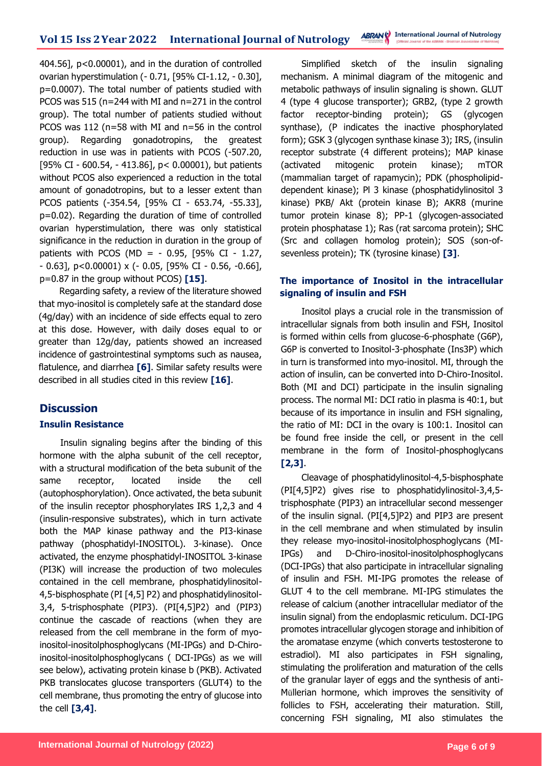404.56], p<0.00001), and in the duration of controlled ovarian hyperstimulation (- 0.71, [95% CI-1.12, - 0.30], p=0.0007). The total number of patients studied with PCOS was 515 (n=244 with MI and n=271 in the control group). The total number of patients studied without PCOS was 112 (n=58 with MI and n=56 in the control group). Regarding gonadotropins, the greatest reduction in use was in patients with PCOS (-507.20, [95% CI - 600.54, - 413.86], p< 0.00001), but patients without PCOS also experienced a reduction in the total amount of gonadotropins, but to a lesser extent than PCOS patients (-354.54, [95% CI - 653.74, -55.33], p=0.02). Regarding the duration of time of controlled ovarian hyperstimulation, there was only statistical significance in the reduction in duration in the group of patients with PCOS (MD = - 0.95, [95% CI - 1.27, - 0.63], p<0.00001) x (- 0.05, [95% CI - 0.56, -0.66], p=0.87 in the group without PCOS) **[15]**.

Regarding safety, a review of the literature showed that myo-inositol is completely safe at the standard dose (4g/day) with an incidence of side effects equal to zero at this dose. However, with daily doses equal to or greater than 12g/day, patients showed an increased incidence of gastrointestinal symptoms such as nausea, flatulence, and diarrhea **[6]**. Similar safety results were described in all studies cited in this review **[16]**.

## Discussion

### Insulin Resistance

Insulin signaling begins after the binding of this hormone with the alpha subunit of the cell receptor, with a structural modification of the beta subunit of the same receptor, located inside the cell (autophosphorylation). Once activated, the beta subunit of the insulin receptor phosphorylates IRS 1,2,3 and 4 (insulin-responsive substrates), which in turn activate both the MAP kinase pathway and the PI3-kinase pathway (phosphatidyl-INOSITOL). 3-kinase). Once activated, the enzyme phosphatidyl-INOSITOL 3-kinase (PI3K) will increase the production of two molecules contained in the cell membrane, phosphatidylinositol-4,5-bisphosphate (PI [4,5] P2) and phosphatidylinositol-3,4, 5-trisphosphate (PIP3). (PI[4,5]P2) and (PIP3) continue the cascade of reactions (when they are released from the cell membrane in the form of myo-inositol-inositolphosphoglycans (MI-IPGs) and D-Chiro-inositol-inositolphosphoglycans ( DCI-IPGs) as we will see below), activating protein kinase b (PKB). Activated PKB translocates glucose transporters (GLUT4) to the cell membrane, thus promoting the entry of glucose into the cell **[3,4]**.

Simplified sketch of the insulin signaling mechanism. A minimal diagram of the mitogenic and metabolic pathways of insulin signaling is shown. GLUT 4 (type 4 glucose transporter); GRB2, (type 2 growth factor receptor-binding protein); GS (glycogen synthase), (P indicates the inactive phosphorylated form); GSK 3 (glycogen synthase kinase 3); IRS, (insulin receptor substrate (4 different proteins); MAP kinase (activated mitogenic protein kinase); mTOR (mammalian target of rapamycin); PDK (phospholipid-dependent kinase); Pl 3 kinase (phosphatidylinositol 3 kinase) PKB/ Akt (protein kinase B); AKR8 (murine tumor protein kinase 8); PP-1 (glycogen-associated protein phosphatase 1); Ras (rat sarcoma protein); SHC (Src and collagen homolog protein); SOS (son-of-sevenless protein); TK (tyrosine kinase) **[3]**.

### The importance of Inositol in the intracellular signaling of insulin and FSH

Inositol plays a crucial role in the transmission of intracellular signals from both insulin and FSH, Inositol is formed within cells from glucose-6-phosphate (G6P), G6P is converted to Inositol-3-phosphate (Ins3P) which in turn is transformed into myo-inositol. MI, through the action of insulin, can be converted into D-Chiro-Inositol. Both (MI and DCI) participate in the insulin signaling process. The normal MI: DCI ratio in plasma is 40:1, but because of its importance in insulin and FSH signaling, the ratio of MI: DCI in the ovary is 100:1. Inositol can be found free inside the cell, or present in the cell membrane in the form of Inositol-phosphoglycans **[2,3]**.

Cleavage of phosphatidylinositol-4,5-bisphosphate (PI[4,5]P2) gives rise to phosphatidylinositol-3,4,5-trisphosphate (PIP3) an intracellular second messenger of the insulin signal. (PI[4,5]P2) and PIP3 are present in the cell membrane and when stimulated by insulin they release myo-inositol-inositolphosphoglycans (MI-IPGs) and D-Chiro-inositol-inositolphosphoglycans (DCI-IPGs) that also participate in intracellular signaling of insulin and FSH. MI-IPG promotes the release of GLUT 4 to the cell membrane. MI-IPG stimulates the release of calcium (another intracellular mediator of the insulin signal) from the endoplasmic reticulum. DCI-IPG promotes intracellular glycogen storage and inhibition of the aromatase enzyme (which converts testosterone to estradiol). MI also participates in FSH signaling, stimulating the proliferation and maturation of the cells of the granular layer of eggs and the synthesis of anti-Müllerian hormone, which improves the sensitivity of follicles to FSH, accelerating their maturation. Still, concerning FSH signaling, MI also stimulates the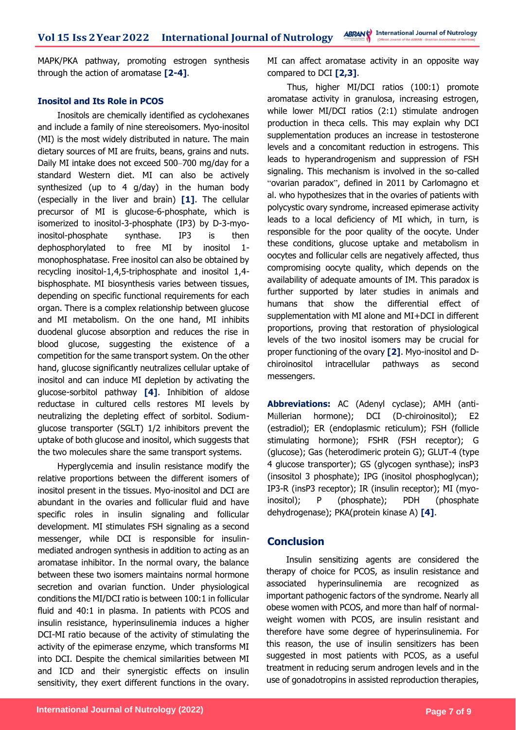MAPK/PKA pathway, promoting estrogen synthesis through the action of aromatase **[2-4]**.

### Inositol and Its Role in PCOS

Inositols are chemically identified as cyclohexanes and include a family of nine stereoisomers. Myo-inositol (MI) is the most widely distributed in nature. The main dietary sources of MI are fruits, beans, grains and nuts. Daily MI intake does not exceed 500–700 mg/day for a standard Western diet. MI can also be actively synthesized (up to 4 g/day) in the human body (especially in the liver and brain) **[1]**. The cellular precursor of MI is glucose-6-phosphate, which is isomerized to inositol-3-phosphate (IP3) by D-3-myo-inositol-phosphate synthase. IP3 is then dephosphorylated to free MI by inositol 1-monophosphatase. Free inositol can also be obtained by recycling inositol-1,4,5-triphosphate and inositol 1,4-bisphosphate. MI biosynthesis varies between tissues, depending on specific functional requirements for each organ. There is a complex relationship between glucose and MI metabolism. On the one hand, MI inhibits duodenal glucose absorption and reduces the rise in blood glucose, suggesting the existence of a competition for the same transport system. On the other hand, glucose significantly neutralizes cellular uptake of inositol and can induce MI depletion by activating the glucose-sorbitol pathway **[4]**. Inhibition of aldose reductase in cultured cells restores MI levels by neutralizing the depleting effect of sorbitol. Sodium-glucose transporter (SGLT) 1/2 inhibitors prevent the uptake of both glucose and inositol, which suggests that the two molecules share the same transport systems.

Hyperglycemia and insulin resistance modify the relative proportions between the different isomers of inositol present in the tissues. Myo-inositol and DCI are abundant in the ovaries and follicular fluid and have specific roles in insulin signaling and follicular development. MI stimulates FSH signaling as a second messenger, while DCI is responsible for insulin-mediated androgen synthesis in addition to acting as an aromatase inhibitor. In the normal ovary, the balance between these two isomers maintains normal hormone secretion and ovarian function. Under physiological conditions the MI/DCI ratio is between 100:1 in follicular fluid and 40:1 in plasma. In patients with PCOS and insulin resistance, hyperinsulinemia induces a higher DCI-MI ratio because of the activity of stimulating the activity of the epimerase enzyme, which transforms MI into DCI. Despite the chemical similarities between MI and ICD and their synergistic effects on insulin sensitivity, they exert different functions in the ovary. MI can affect aromatase activity in an opposite way compared to DCI **[2,3]**.

Thus, higher MI/DCI ratios (100:1) promote aromatase activity in granulosa, increasing estrogen, while lower MI/DCI ratios (2:1) stimulate androgen production in theca cells. This may explain why DCI supplementation produces an increase in testosterone levels and a concomitant reduction in estrogens. This leads to hyperandrogenism and suppression of FSH signaling. This mechanism is involved in the so-called "ovarian paradox", defined in 2011 by Carlomagno et al. who hypothesizes that in the ovaries of patients with polycystic ovary syndrome, increased epimerase activity leads to a local deficiency of MI which, in turn, is responsible for the poor quality of the oocyte. Under these conditions, glucose uptake and metabolism in oocytes and follicular cells are negatively affected, thus compromising oocyte quality, which depends on the availability of adequate amounts of IM. This paradox is further supported by later studies in animals and humans that show the differential effect of supplementation with MI alone and MI+DCI in different proportions, proving that restoration of physiological levels of the two inositol isomers may be crucial for proper functioning of the ovary **[2]**. Myo-inositol and D-chiroinositol intracellular pathways as second messengers.

**Abbreviations:** AC (Adenyl cyclase); AMH (anti-Müllerian hormone); DCI (D-chiroinositol); E2 (estradiol); ER (endoplasmic reticulum); FSH (follicle stimulating hormone); FSHR (FSH receptor); G (glucose); Gas (heterodimeric protein G); GLUT-4 (type 4 glucose transporter); GS (glycogen synthase); insP3 (insositol 3 phosphate); IPG (inositol phosphoglycan); IP3-R (insP3 receptor); IR (insulin receptor); MI (myo-inositol); P (phosphate); PDH (phosphate dehydrogenase); PKA(protein kinase A) **[4]**.

## Conclusion

Insulin sensitizing agents are considered the therapy of choice for PCOS, as insulin resistance and associated hyperinsulinemia are recognized as important pathogenic factors of the syndrome. Nearly all obese women with PCOS, and more than half of normal-weight women with PCOS, are insulin resistant and therefore have some degree of hyperinsulinemia. For this reason, the use of insulin sensitizers has been suggested in most patients with PCOS, as a useful treatment in reducing serum androgen levels and in the use of gonadotropins in assisted reproduction therapies,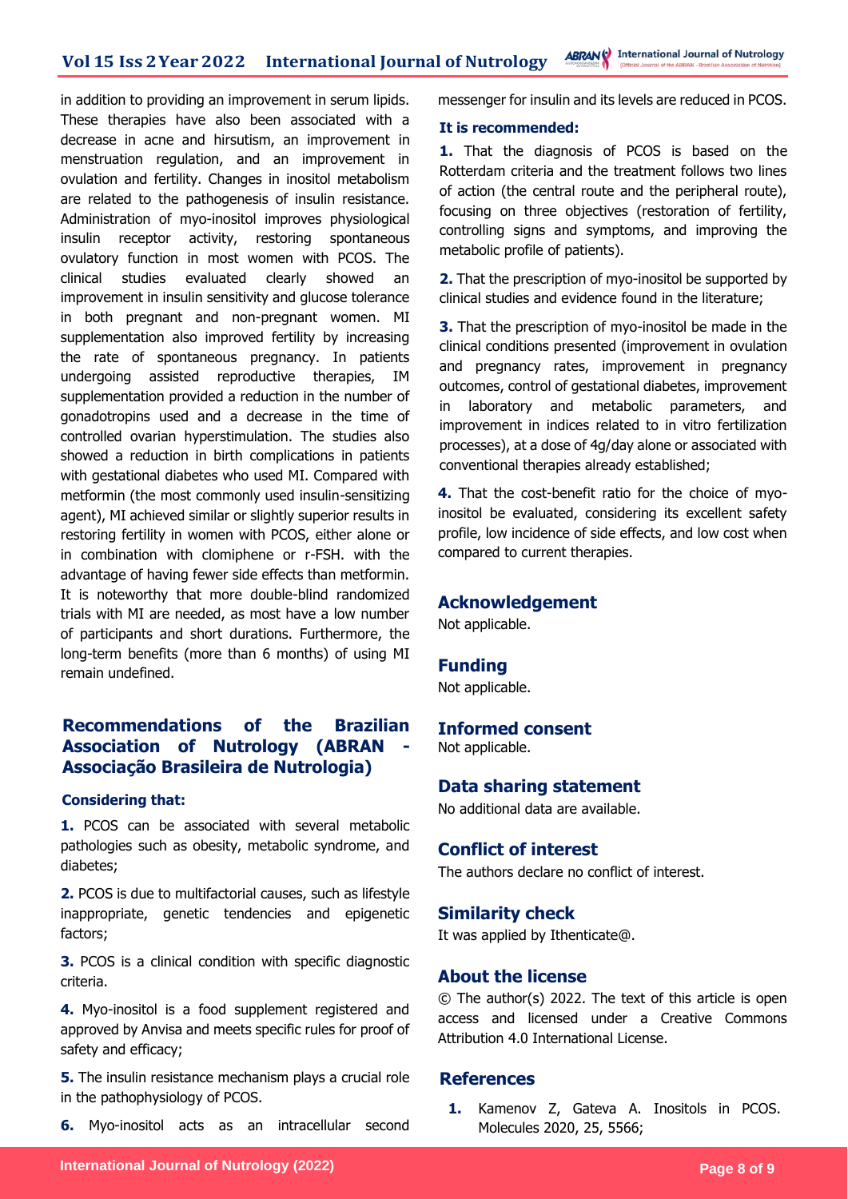in addition to providing an improvement in serum lipids. These therapies have also been associated with a decrease in acne and hirsutism, an improvement in menstruation regulation, and an improvement in ovulation and fertility. Changes in inositol metabolism are related to the pathogenesis of insulin resistance. Administration of myo-inositol improves physiological insulin receptor activity, restoring spontaneous ovulatory function in most women with PCOS. The clinical studies evaluated clearly showed an improvement in insulin sensitivity and glucose tolerance in both pregnant and non-pregnant women. MI supplementation also improved fertility by increasing the rate of spontaneous pregnancy. In patients undergoing assisted reproductive therapies, IM supplementation provided a reduction in the number of gonadotropins used and a decrease in the time of controlled ovarian hyperstimulation. The studies also showed a reduction in birth complications in patients with gestational diabetes who used MI. Compared with metformin (the most commonly used insulin-sensitizing agent), MI achieved similar or slightly superior results in restoring fertility in women with PCOS, either alone or in combination with clomiphene or r-FSH. with the advantage of having fewer side effects than metformin. It is noteworthy that more double-blind randomized trials with MI are needed, as most have a low number of participants and short durations. Furthermore, the long-term benefits (more than 6 months) of using MI remain undefined.

## Recommendations of the Brazilian Association of Nutrology (ABRAN - Associação Brasileira de Nutrologia)

**Considering that:**

**1.** PCOS can be associated with several metabolic pathologies such as obesity, metabolic syndrome, and diabetes;

**2.** PCOS is due to multifactorial causes, such as lifestyle inappropriate, genetic tendencies and epigenetic factors;

**3.** PCOS is a clinical condition with specific diagnostic criteria.

**4.** Myo-inositol is a food supplement registered and approved by Anvisa and meets specific rules for proof of safety and efficacy;

**5.** The insulin resistance mechanism plays a crucial role in the pathophysiology of PCOS.

**6.** Myo-inositol acts as an intracellular second messenger for insulin and its levels are reduced in PCOS.

**It is recommended:**

**1.** That the diagnosis of PCOS is based on the Rotterdam criteria and the treatment follows two lines of action (the central route and the peripheral route), focusing on three objectives (restoration of fertility, controlling signs and symptoms, and improving the metabolic profile of patients).

**2.** That the prescription of myo-inositol be supported by clinical studies and evidence found in the literature;

**3.** That the prescription of myo-inositol be made in the clinical conditions presented (improvement in ovulation and pregnancy rates, improvement in pregnancy outcomes, control of gestational diabetes, improvement in laboratory and metabolic parameters, and improvement in indices related to in vitro fertilization processes), at a dose of 4g/day alone or associated with conventional therapies already established;

**4.** That the cost-benefit ratio for the choice of myo-inositol be evaluated, considering its excellent safety profile, low incidence of side effects, and low cost when compared to current therapies.

## Acknowledgement

Not applicable.

## Funding

Not applicable.

## Informed consent

Not applicable.

## Data sharing statement

No additional data are available.

## Conflict of interest

The authors declare no conflict of interest.

## Similarity check

It was applied by Ithenticate@.

## About the license

© The author(s) 2022. The text of this article is open access and licensed under a Creative Commons Attribution 4.0 International License.

## References

1. Kamenov Z, Gateva A. Inositols in PCOS. Molecules 2020, 25, 5566;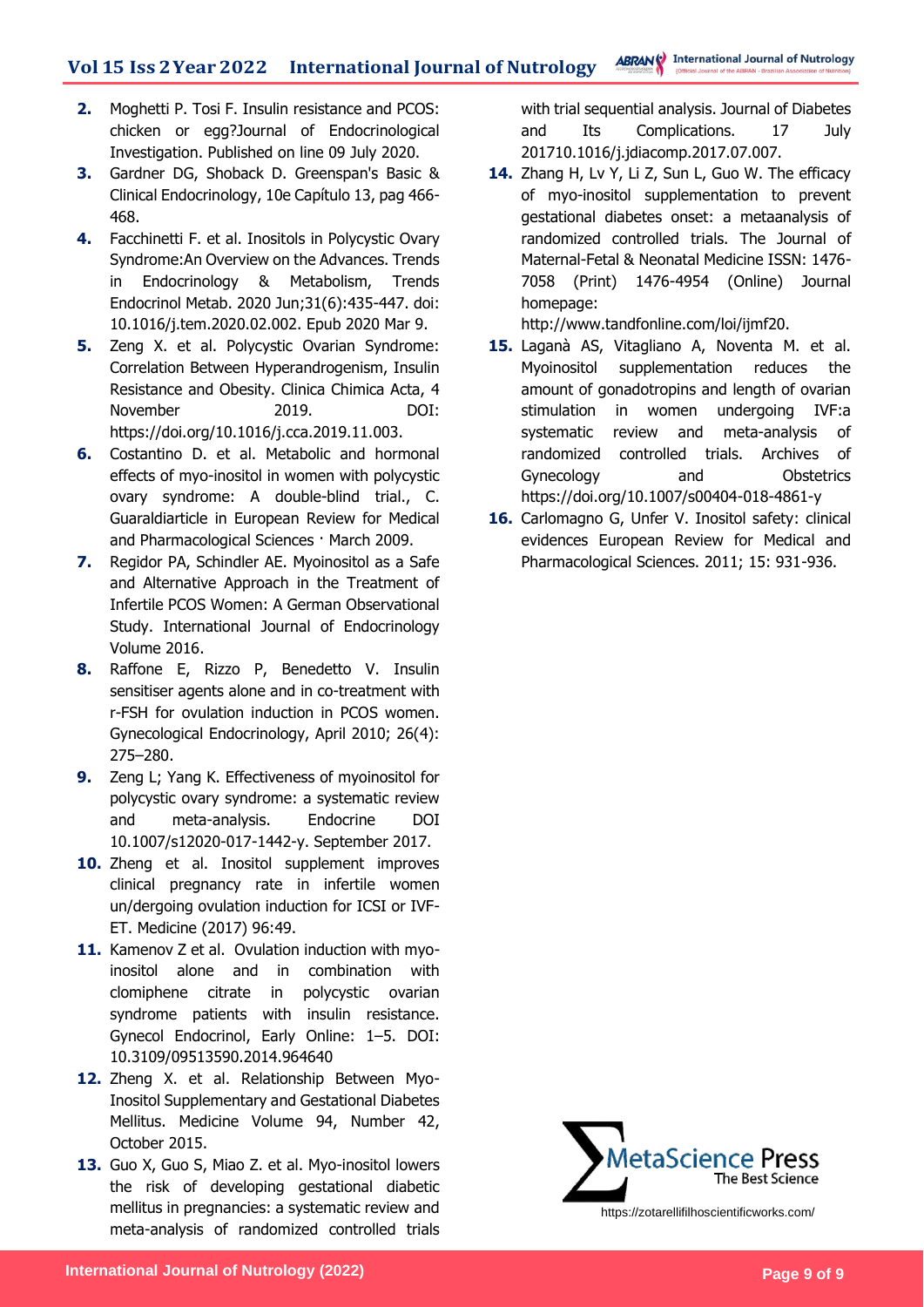2. Moghetti P. Tosi F. Insulin resistance and PCOS: chicken or egg?Journal of Endocrinological Investigation. Published on line 09 July 2020.
3. Gardner DG, Shoback D. Greenspan's Basic & Clinical Endocrinology, 10e Capítulo 13, pag 466-468.
4. Facchinetti F. et al. Inositols in Polycystic Ovary Syndrome:An Overview on the Advances. Trends in Endocrinology & Metabolism, Trends Endocrinol Metab. 2020 Jun;31(6):435-447. doi: 10.1016/j.tem.2020.02.002. Epub 2020 Mar 9.
5. Zeng X. et al. Polycystic Ovarian Syndrome: Correlation Between Hyperandrogenism, Insulin Resistance and Obesity. Clinica Chimica Acta, 4 November 2019. DOI: https://doi.org/10.1016/j.cca.2019.11.003.
6. Costantino D. et al. Metabolic and hormonal effects of myo-inositol in women with polycystic ovary syndrome: A double-blind trial., C. Guaraldiarticle in European Review for Medical and Pharmacological Sciences · March 2009.
7. Regidor PA, Schindler AE. Myoinositol as a Safe and Alternative Approach in the Treatment of Infertile PCOS Women: A German Observational Study. International Journal of Endocrinology Volume 2016.
8. Raffone E, Rizzo P, Benedetto V. Insulin sensitiser agents alone and in co-treatment with r-FSH for ovulation induction in PCOS women. Gynecological Endocrinology, April 2010; 26(4): 275–280.
9. Zeng L; Yang K. Effectiveness of myoinositol for polycystic ovary syndrome: a systematic review and meta-analysis. Endocrine DOI 10.1007/s12020-017-1442-y. September 2017.
10. Zheng et al. Inositol supplement improves clinical pregnancy rate in infertile women un/dergoing ovulation induction for ICSI or IVF-ET. Medicine (2017) 96:49.
11. Kamenov Z et al. Ovulation induction with myo-inositol alone and in combination with clomiphene citrate in polycystic ovarian syndrome patients with insulin resistance. Gynecol Endocrinol, Early Online: 1–5. DOI: 10.3109/09513590.2014.964640
12. Zheng X. et al. Relationship Between Myo-Inositol Supplementary and Gestational Diabetes Mellitus. Medicine Volume 94, Number 42, October 2015.
13. Guo X, Guo S, Miao Z. et al. Myo-inositol lowers the risk of developing gestational diabetic mellitus in pregnancies: a systematic review and meta-analysis of randomized controlled trials with trial sequential analysis. Journal of Diabetes and Its Complications. 17 July 201710.1016/j.jdiacomp.2017.07.007.
14. Zhang H, Lv Y, Li Z, Sun L, Guo W. The efficacy of myo-inositol supplementation to prevent gestational diabetes onset: a metaanalysis of randomized controlled trials. The Journal of Maternal-Fetal & Neonatal Medicine ISSN: 1476-7058 (Print) 1476-4954 (Online) Journal homepage: http://www.tandfonline.com/loi/ijmf20.
15. Laganà AS, Vitagliano A, Noventa M. et al. Myoinositol supplementation reduces the amount of gonadotropins and length of ovarian stimulation in women undergoing IVF:a systematic review and meta-analysis of randomized controlled trials. Archives of Gynecology and Obstetrics https://doi.org/10.1007/s00404-018-4861-y
16. Carlomagno G, Unfer V. Inositol safety: clinical evidences European Review for Medical and Pharmacological Sciences. 2011; 15: 931-936.

MetaScience Press
The Best Science
https://zotarellifilhoscientificworks.com/